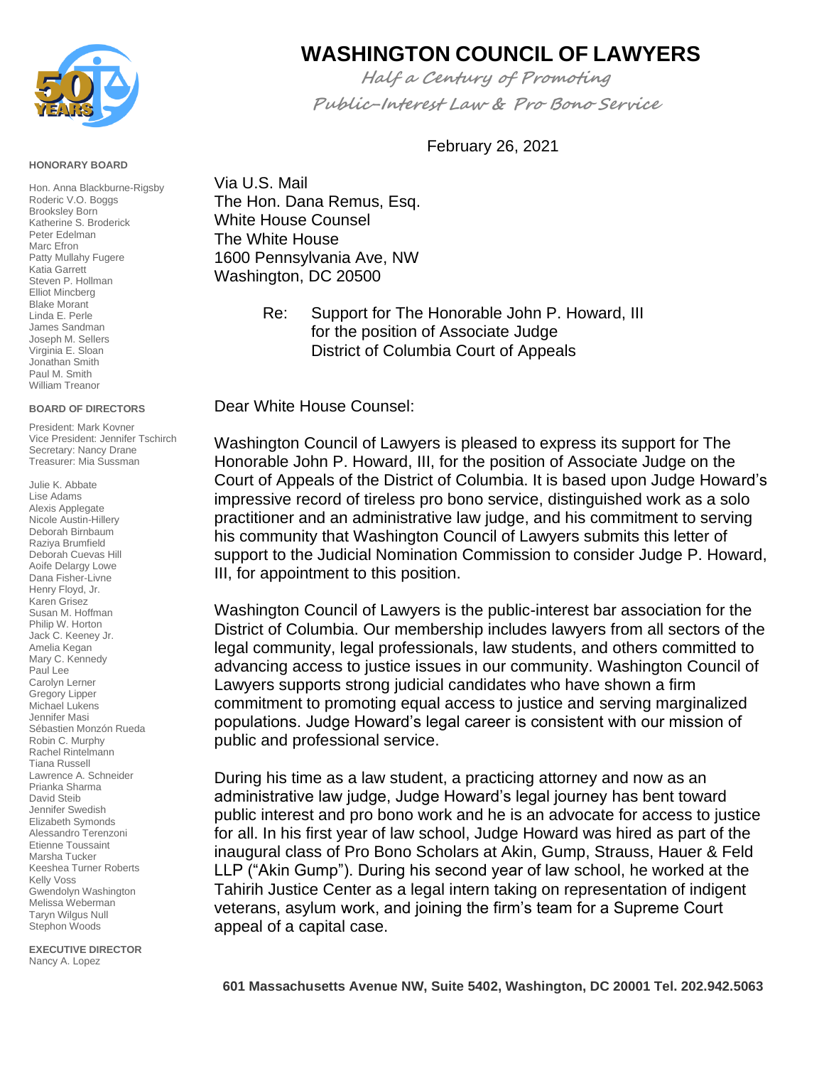# WASHINGTON COUNCIL OF LAWYERS

*Half a Century of Promoting Public-Interest Law & Pro Bono Service*

**HONORARY BOARD**

Hon. Anna Blackburne-Rigsby
Roderic V.O. Boggs
Brooksley Born
Katherine S. Broderick
Peter Edelman
Marc Efron
Patty Mullahy Fugere
Katia Garrett
Steven P. Hollman
Elliot Mincberg
Blake Morant
Linda E. Perle
James Sandman
Joseph M. Sellers
Virginia E. Sloan
Jonathan Smith
Paul M. Smith
William Treanor

**BOARD OF DIRECTORS**

President: Mark Kovner
Vice President: Jennifer Tschirch
Secretary: Nancy Drane
Treasurer: Mia Sussman

Julie K. Abbate
Lise Adams
Alexis Applegate
Nicole Austin-Hillery
Deborah Birnbaum
Raziya Brumfield
Deborah Cuevas Hill
Aoife Delargy Lowe
Dana Fisher-Livne
Henry Floyd, Jr.
Karen Grisez
Susan M. Hoffman
Philip W. Horton
Jack C. Keeney Jr.
Amelia Kegan
Mary C. Kennedy
Paul Lee
Carolyn Lerner
Gregory Lipper
Michael Lukens
Jennifer Masi
Sébastien Monzón Rueda
Robin C. Murphy
Rachel Rintelmann
Tiana Russell
Lawrence A. Schneider
Prianka Sharma
David Steib
Jennifer Swedish
Elizabeth Symonds
Alessandro Terenzoni
Etienne Toussaint
Marsha Tucker
Keeshea Turner Roberts
Kelly Voss
Gwendolyn Washington
Melissa Weberman
Taryn Wilgus Null
Stephon Woods

**EXECUTIVE DIRECTOR**

Nancy A. Lopez

February 26, 2021

Via U.S. Mail
The Hon. Dana Remus, Esq.
White House Counsel
The White House
1600 Pennsylvania Ave, NW
Washington, DC 20500

Re: Support for The Honorable John P. Howard, III for the position of Associate Judge District of Columbia Court of Appeals

Dear White House Counsel:

Washington Council of Lawyers is pleased to express its support for The Honorable John P. Howard, III, for the position of Associate Judge on the Court of Appeals of the District of Columbia. It is based upon Judge Howard's impressive record of tireless pro bono service, distinguished work as a solo practitioner and an administrative law judge, and his commitment to serving his community that Washington Council of Lawyers submits this letter of support to the Judicial Nomination Commission to consider Judge P. Howard, III, for appointment to this position.

Washington Council of Lawyers is the public-interest bar association for the District of Columbia. Our membership includes lawyers from all sectors of the legal community, legal professionals, law students, and others committed to advancing access to justice issues in our community. Washington Council of Lawyers supports strong judicial candidates who have shown a firm commitment to promoting equal access to justice and serving marginalized populations. Judge Howard's legal career is consistent with our mission of public and professional service.

During his time as a law student, a practicing attorney and now as an administrative law judge, Judge Howard's legal journey has bent toward public interest and pro bono work and he is an advocate for access to justice for all. In his first year of law school, Judge Howard was hired as part of the inaugural class of Pro Bono Scholars at Akin, Gump, Strauss, Hauer & Feld LLP ("Akin Gump"). During his second year of law school, he worked at the Tahirih Justice Center as a legal intern taking on representation of indigent veterans, asylum work, and joining the firm's team for a Supreme Court appeal of a capital case.

601 Massachusetts Avenue NW, Suite 5402, Washington, DC 20001 Tel. 202.942.5063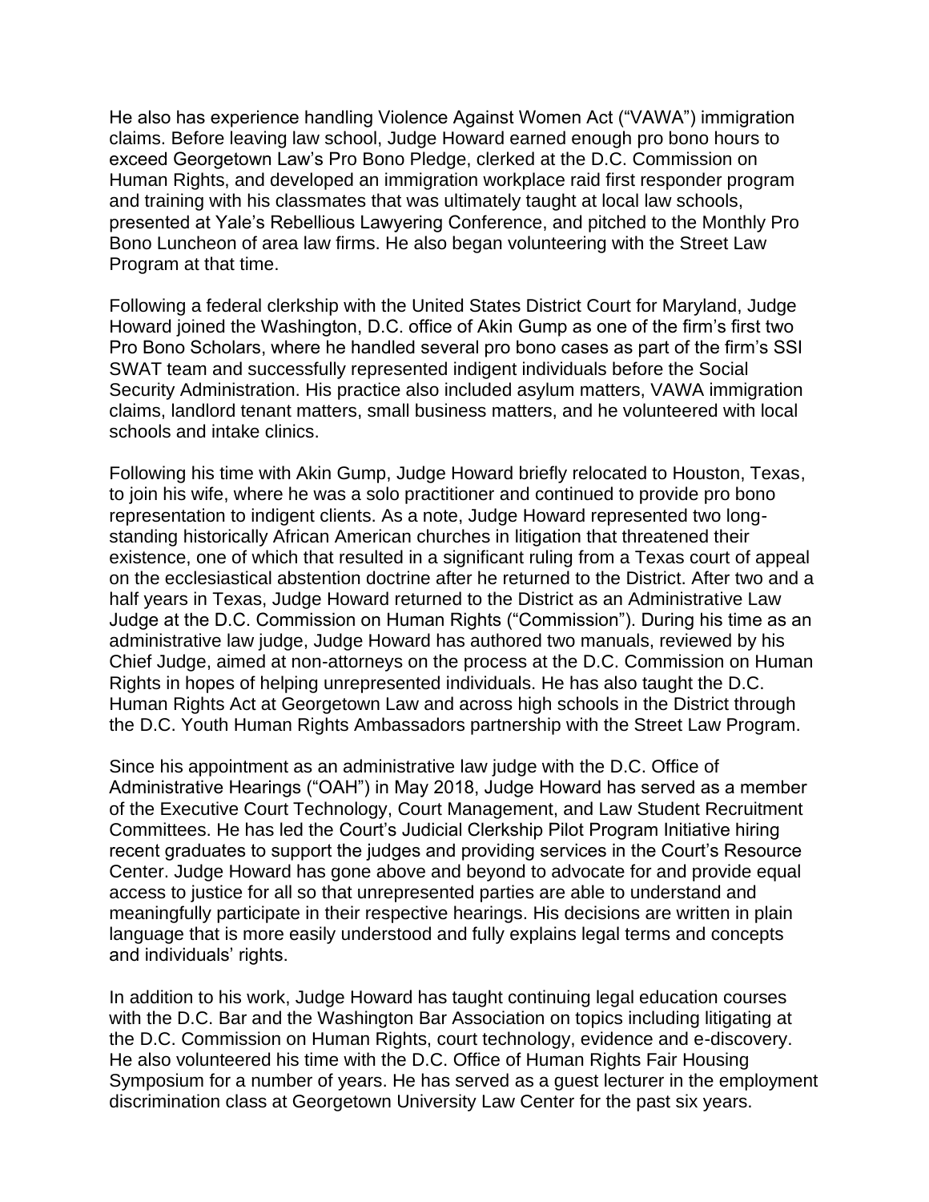He also has experience handling Violence Against Women Act ("VAWA") immigration claims. Before leaving law school, Judge Howard earned enough pro bono hours to exceed Georgetown Law's Pro Bono Pledge, clerked at the D.C. Commission on Human Rights, and developed an immigration workplace raid first responder program and training with his classmates that was ultimately taught at local law schools, presented at Yale's Rebellious Lawyering Conference, and pitched to the Monthly Pro Bono Luncheon of area law firms. He also began volunteering with the Street Law Program at that time.

Following a federal clerkship with the United States District Court for Maryland, Judge Howard joined the Washington, D.C. office of Akin Gump as one of the firm's first two Pro Bono Scholars, where he handled several pro bono cases as part of the firm's SSI SWAT team and successfully represented indigent individuals before the Social Security Administration. His practice also included asylum matters, VAWA immigration claims, landlord tenant matters, small business matters, and he volunteered with local schools and intake clinics.

Following his time with Akin Gump, Judge Howard briefly relocated to Houston, Texas, to join his wife, where he was a solo practitioner and continued to provide pro bono representation to indigent clients. As a note, Judge Howard represented two long-standing historically African American churches in litigation that threatened their existence, one of which that resulted in a significant ruling from a Texas court of appeal on the ecclesiastical abstention doctrine after he returned to the District. After two and a half years in Texas, Judge Howard returned to the District as an Administrative Law Judge at the D.C. Commission on Human Rights ("Commission"). During his time as an administrative law judge, Judge Howard has authored two manuals, reviewed by his Chief Judge, aimed at non-attorneys on the process at the D.C. Commission on Human Rights in hopes of helping unrepresented individuals. He has also taught the D.C. Human Rights Act at Georgetown Law and across high schools in the District through the D.C. Youth Human Rights Ambassadors partnership with the Street Law Program.

Since his appointment as an administrative law judge with the D.C. Office of Administrative Hearings ("OAH") in May 2018, Judge Howard has served as a member of the Executive Court Technology, Court Management, and Law Student Recruitment Committees. He has led the Court's Judicial Clerkship Pilot Program Initiative hiring recent graduates to support the judges and providing services in the Court's Resource Center. Judge Howard has gone above and beyond to advocate for and provide equal access to justice for all so that unrepresented parties are able to understand and meaningfully participate in their respective hearings. His decisions are written in plain language that is more easily understood and fully explains legal terms and concepts and individuals' rights.

In addition to his work, Judge Howard has taught continuing legal education courses with the D.C. Bar and the Washington Bar Association on topics including litigating at the D.C. Commission on Human Rights, court technology, evidence and e-discovery. He also volunteered his time with the D.C. Office of Human Rights Fair Housing Symposium for a number of years. He has served as a guest lecturer in the employment discrimination class at Georgetown University Law Center for the past six years.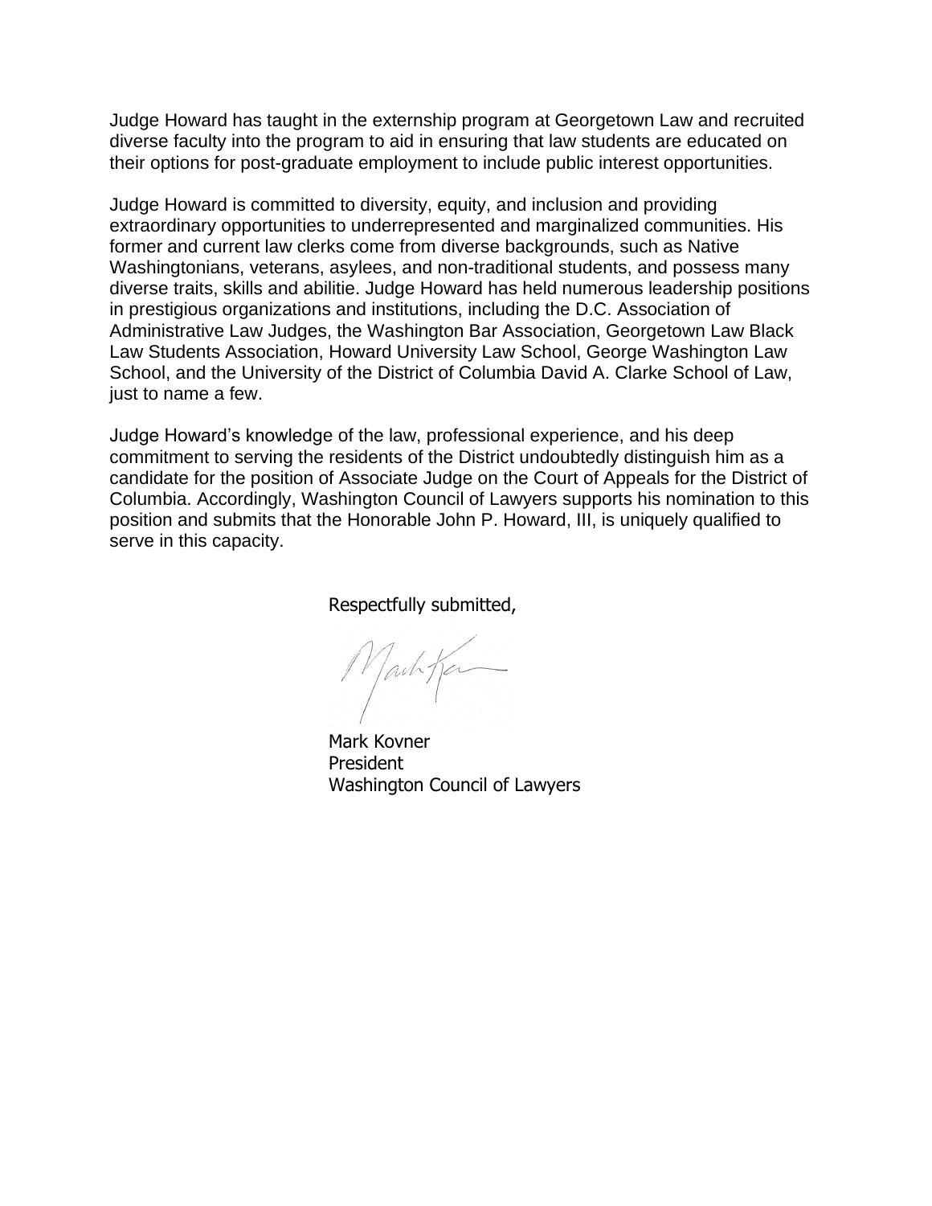Judge Howard has taught in the externship program at Georgetown Law and recruited diverse faculty into the program to aid in ensuring that law students are educated on their options for post-graduate employment to include public interest opportunities.

Judge Howard is committed to diversity, equity, and inclusion and providing extraordinary opportunities to underrepresented and marginalized communities. His former and current law clerks come from diverse backgrounds, such as Native Washingtonians, veterans, asylees, and non-traditional students, and possess many diverse traits, skills and abilitie. Judge Howard has held numerous leadership positions in prestigious organizations and institutions, including the D.C. Association of Administrative Law Judges, the Washington Bar Association, Georgetown Law Black Law Students Association, Howard University Law School, George Washington Law School, and the University of the District of Columbia David A. Clarke School of Law, just to name a few.

Judge Howard's knowledge of the law, professional experience, and his deep commitment to serving the residents of the District undoubtedly distinguish him as a candidate for the position of Associate Judge on the Court of Appeals for the District of Columbia. Accordingly, Washington Council of Lawyers supports his nomination to this position and submits that the Honorable John P. Howard, III, is uniquely qualified to serve in this capacity.

Respectfully submitted,

Mark Kovner
President
Washington Council of Lawyers